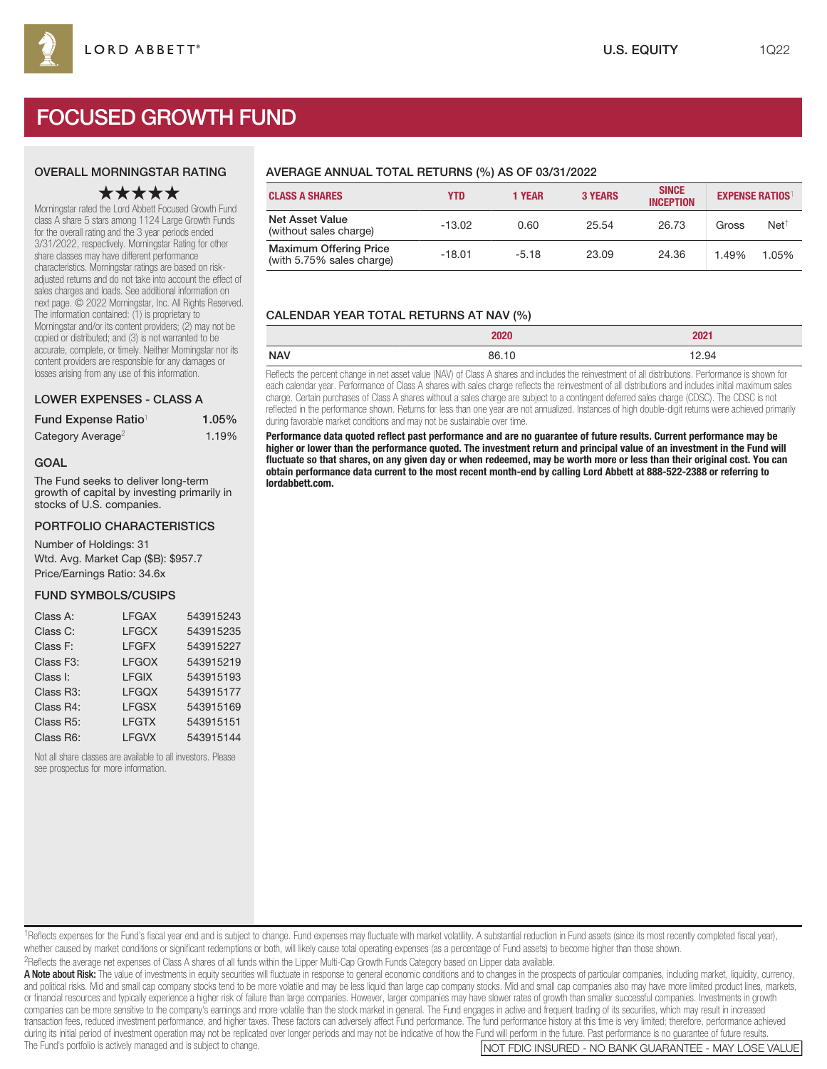LORD ABBETT®

U.S. EQUITY 1Q22

# FOCUSED GROWTH FUND

## OVERALL MORNINGSTAR RATING

★★★★★

Morningstar rated the Lord Abbett Focused Growth Fund class A share 5 stars among 1124 Large Growth Funds for the overall rating and the 3 year periods ended 3/31/2022, respectively. Morningstar Rating for other share classes may have different performance characteristics. Morningstar ratings are based on risk-adjusted returns and do not take into account the effect of sales charges and loads. See additional information on next page. © 2022 Morningstar, Inc. All Rights Reserved. The information contained: (1) is proprietary to Morningstar and/or its content providers; (2) may not be copied or distributed; and (3) is not warranted to be accurate, complete, or timely. Neither Morningstar nor its content providers are responsible for any damages or losses arising from any use of this information.

## LOWER EXPENSES - CLASS A

| | |
|---|---|
| Fund Expense Ratio[1] | 1.05% |
| Category Average[2] | 1.19% |

## GOAL

The Fund seeks to deliver long-term growth of capital by investing primarily in stocks of U.S. companies.

## PORTFOLIO CHARACTERISTICS

Number of Holdings: 31

Wtd. Avg. Market Cap ($B): $957.7

Price/Earnings Ratio: 34.6x

## FUND SYMBOLS/CUSIPS

| | | |
|---|---|---|
| Class A: | LFGAX | 543915243 |
| Class C: | LFGCX | 543915235 |
| Class F: | LFGFX | 543915227 |
| Class F3: | LFGOX | 543915219 |
| Class I: | LFGIX | 543915193 |
| Class R3: | LFGQX | 543915177 |
| Class R4: | LFGSX | 543915169 |
| Class R5: | LFGTX | 543915151 |
| Class R6: | LFGVX | 543915144 |

Not all share classes are available to all investors. Please see prospectus for more information.

## AVERAGE ANNUAL TOTAL RETURNS (%) AS OF 03/31/2022

| CLASS A SHARES | YTD | 1 YEAR | 3 YEARS | SINCE INCEPTION | EXPENSE RATIOS[1] | |
|---|---|---|---|---|---|---|
| Net Asset Value (without sales charge) | -13.02 | 0.60 | 25.54 | 26.73 | Gross | Net[†] |
| Maximum Offering Price (with 5.75% sales charge) | -18.01 | -5.18 | 23.09 | 24.36 | 1.49% | 1.05% |

## CALENDAR YEAR TOTAL RETURNS AT NAV (%)

| | 2020 | 2021 |
|---|---|---|
| NAV | 86.10 | 12.94 |

Reflects the percent change in net asset value (NAV) of Class A shares and includes the reinvestment of all distributions. Performance is shown for each calendar year. Performance of Class A shares with sales charge reflects the reinvestment of all distributions and includes initial maximum sales charge. Certain purchases of Class A shares without a sales charge are subject to a contingent deferred sales charge (CDSC). The CDSC is not reflected in the performance shown. Returns for less than one year are not annualized. Instances of high double-digit returns were achieved primarily during favorable market conditions and may not be sustainable over time.

**Performance data quoted reflect past performance and are no guarantee of future results. Current performance may be higher or lower than the performance quoted. The investment return and principal value of an investment in the Fund will fluctuate so that shares, on any given day or when redeemed, may be worth more or less than their original cost. You can obtain performance data current to the most recent month-end by calling Lord Abbett at 888-522-2388 or referring to lordabbett.com.**

[1]Reflects expenses for the Fund's fiscal year end and is subject to change. Fund expenses may fluctuate with market volatility. A substantial reduction in Fund assets (since its most recently completed fiscal year), whether caused by market conditions or significant redemptions or both, will likely cause total operating expenses (as a percentage of Fund assets) to become higher than those shown.

[2]Reflects the average net expenses of Class A shares of all funds within the Lipper Multi-Cap Growth Funds Category based on Lipper data available.

**A Note about Risk:** The value of investments in equity securities will fluctuate in response to general economic conditions and to changes in the prospects of particular companies, including market, liquidity, currency, and political risks. Mid and small cap company stocks tend to be more volatile and may be less liquid than large cap company stocks. Mid and small cap companies also may have more limited product lines, markets, or financial resources and typically experience a higher risk of failure than large companies. However, larger companies may have slower rates of growth than smaller successful companies. Investments in growth companies can be more sensitive to the company's earnings and more volatile than the stock market in general. The Fund engages in active and frequent trading of its securities, which may result in increased transaction fees, reduced investment performance, and higher taxes. These factors can adversely affect Fund performance. The fund performance history at this time is very limited; therefore, performance achieved during its initial period of investment operation may not be replicated over longer periods and may not be indicative of how the Fund will perform in the future. Past performance is no guarantee of future results. The Fund's portfolio is actively managed and is subject to change.

NOT FDIC INSURED - NO BANK GUARANTEE - MAY LOSE VALUE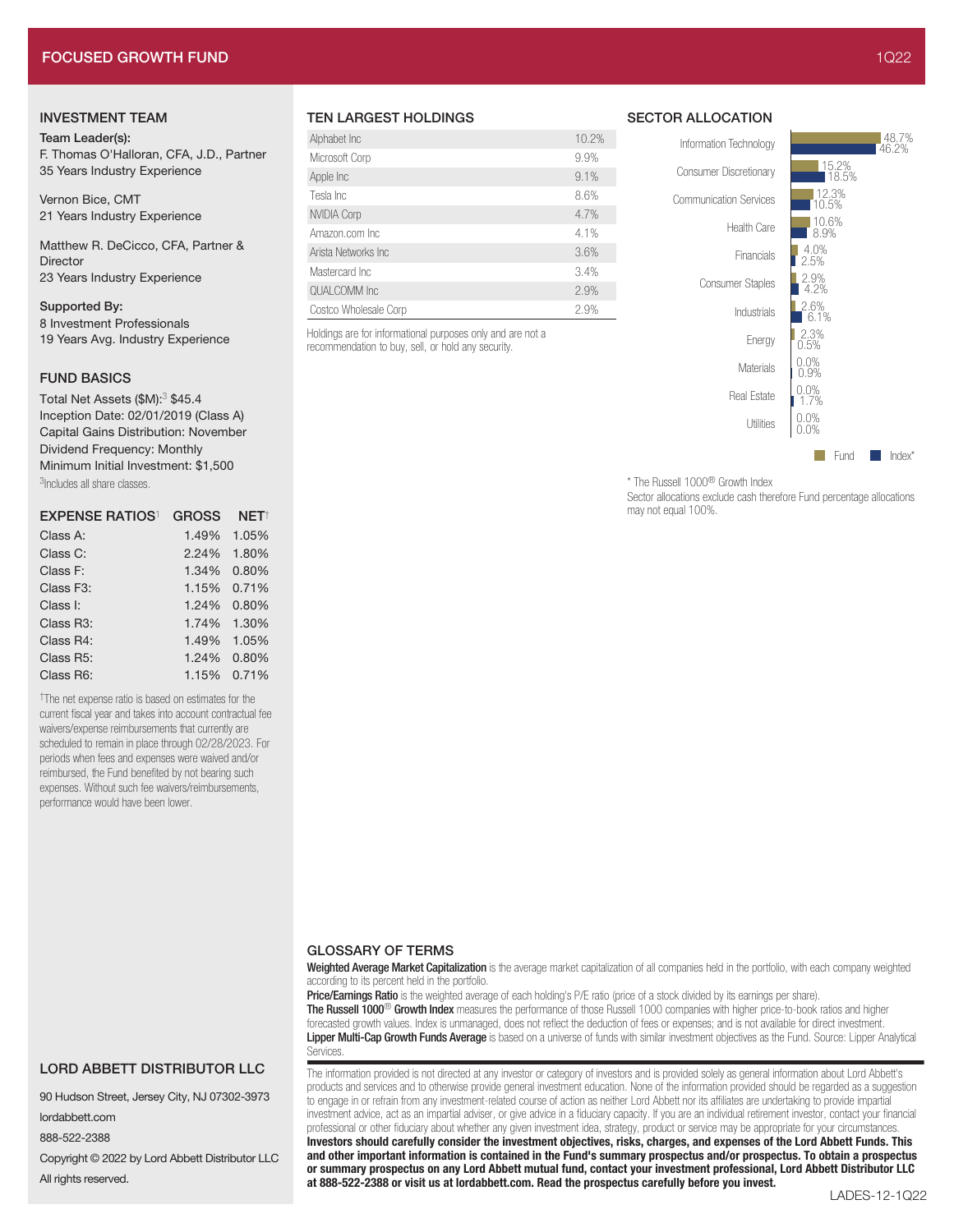## INVESTMENT TEAM

**Team Leader(s):**

F. Thomas O'Halloran, CFA, J.D., Partner
35 Years Industry Experience

Vernon Bice, CMT
21 Years Industry Experience

Matthew R. DeCicco, CFA, Partner & Director
23 Years Industry Experience

**Supported By:**

8 Investment Professionals
19 Years Avg. Industry Experience

## FUND BASICS

Total Net Assets ($M):[3] $45.4
Inception Date: 02/01/2019 (Class A)
Capital Gains Distribution: November
Dividend Frequency: Monthly
Minimum Initial Investment: $1,500
[3]Includes all share classes.

| EXPENSE RATIOS† | GROSS | NET† |
|---|---|---|
| Class A: | 1.49% | 1.05% |
| Class C: | 2.24% | 1.80% |
| Class F: | 1.34% | 0.80% |
| Class F3: | 1.15% | 0.71% |
| Class I: | 1.24% | 0.80% |
| Class R3: | 1.74% | 1.30% |
| Class R4: | 1.49% | 1.05% |
| Class R5: | 1.24% | 0.80% |
| Class R6: | 1.15% | 0.71% |

†The net expense ratio is based on estimates for the current fiscal year and takes into account contractual fee waivers/expense reimbursements that currently are scheduled to remain in place through 02/28/2023. For periods when fees and expenses were waived and/or reimbursed, the Fund benefited by not bearing such expenses. Without such fee waivers/reimbursements, performance would have been lower.

## TEN LARGEST HOLDINGS

| | |
|---|---|
| Alphabet Inc | 10.2% |
| Microsoft Corp | 9.9% |
| Apple Inc | 9.1% |
| Tesla Inc | 8.6% |
| NVIDIA Corp | 4.7% |
| Amazon.com Inc | 4.1% |
| Arista Networks Inc | 3.6% |
| Mastercard Inc | 3.4% |
| QUALCOMM Inc | 2.9% |
| Costco Wholesale Corp | 2.9% |

Holdings are for informational purposes only and are not a recommendation to buy, sell, or hold any security.

## SECTOR ALLOCATION

Information Technology 48.7% 46.2%
Consumer Discretionary 15.2% 18.5%
Communication Services 12.3% 10.5%
Health Care 10.6% 8.9%
Financials 4.0% 2.5%
Consumer Staples 2.9% 4.2%
Industrials 2.6% 6.1%
Energy 2.3% 0.5%
Materials 0.0% 0.9%
Real Estate 0.0% 1.7%
Utilities 0.0% 0.0%

Fund Index*

\* The Russell 1000® Growth Index
Sector allocations exclude cash therefore Fund percentage allocations may not equal 100%.

## GLOSSARY OF TERMS

**Weighted Average Market Capitalization** is the average market capitalization of all companies held in the portfolio, with each company weighted according to its percent held in the portfolio.
**Price/Earnings Ratio** is the weighted average of each holding's P/E ratio (price of a stock divided by its earnings per share).
**The Russell 1000® Growth Index** measures the performance of those Russell 1000 companies with higher price-to-book ratios and higher forecasted growth values. Index is unmanaged, does not reflect the deduction of fees or expenses; and is not available for direct investment.
**Lipper Multi-Cap Growth Funds Average** is based on a universe of funds with similar investment objectives as the Fund. Source: Lipper Analytical Services.

The information provided is not directed at any investor or category of investors and is provided solely as general information about Lord Abbett's products and services and to otherwise provide general investment education. None of the information provided should be regarded as a suggestion to engage in or refrain from any investment-related course of action as neither Lord Abbett nor its affiliates are undertaking to provide impartial investment advice, act as an impartial adviser, or give advice in a fiduciary capacity. If you are an individual retirement investor, contact your financial professional or other fiduciary about whether any given investment idea, strategy, product or service may be appropriate for your circumstances.
**Investors should carefully consider the investment objectives, risks, charges, and expenses of the Lord Abbett Funds. This and other important information is contained in the Fund's summary prospectus and/or prospectus. To obtain a prospectus or summary prospectus on any Lord Abbett mutual fund, contact your investment professional, Lord Abbett Distributor LLC at 888-522-2388 or visit us at lordabbett.com. Read the prospectus carefully before you invest.**

## LORD ABBETT DISTRIBUTOR LLC

90 Hudson Street, Jersey City, NJ 07302-3973
lordabbett.com
888-522-2388
Copyright © 2022 by Lord Abbett Distributor LLC
All rights reserved.

LADES-12-1Q22